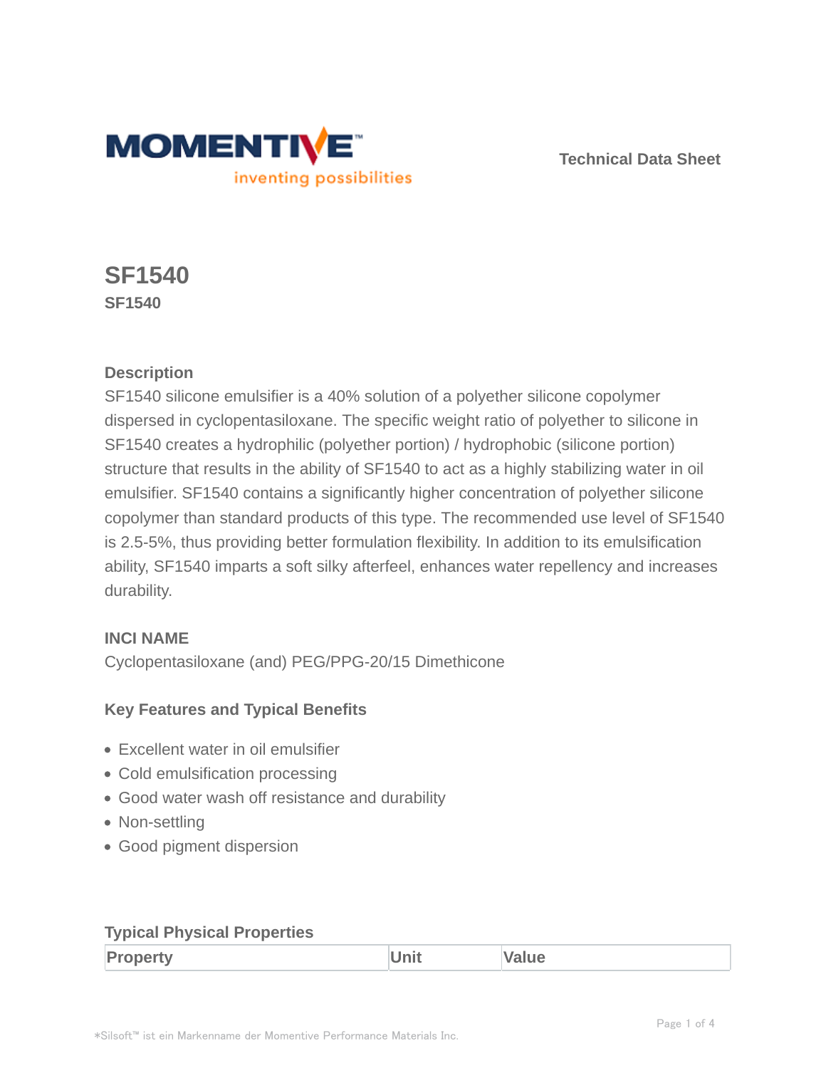Technical Data Sheet

# SF1540

**SF1540**

## Description

SF1540 silicone emulsifier is a 40% solution of a polyether silicone copolymer dispersed in cyclopentasiloxane. The specific weight ratio of polyether to silicone in SF1540 creates a hydrophilic (polyether portion) / hydrophobic (silicone portion) structure that results in the ability of SF1540 to act as a highly stabilizing water in oil emulsifier. SF1540 contains a significantly higher concentration of polyether silicone copolymer than standard products of this type. The recommended use level of SF1540 is 2.5-5%, thus providing better formulation flexibility. In addition to its emulsification ability, SF1540 imparts a soft silky afterfeel, enhances water repellency and increases durability.

## INCI NAME

Cyclopentasiloxane (and) PEG/PPG-20/15 Dimethicone

## Key Features and Typical Benefits

- Excellent water in oil emulsifier
- Cold emulsification processing
- Good water wash off resistance and durability
- Non-settling
- Good pigment dispersion

## Typical Physical Properties

| Property | Unit | Value |
|---|---|---|

*Silsoft™ ist ein Markenname der Momentive Performance Materials Inc.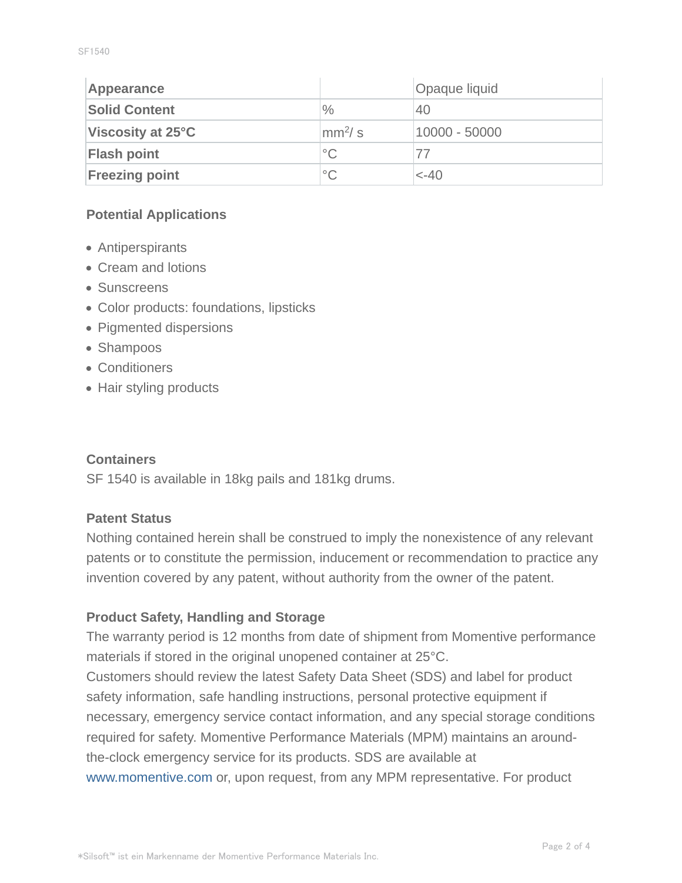| Appearance | | Opaque liquid |
|---|---|---|
| Solid Content | % | 40 |
| Viscosity at 25°C | $mm^2/s$ | 10000 - 50000 |
| Flash point | °C | 77 |
| Freezing point | °C | <-40 |

### Potential Applications

- Antiperspirants
- Cream and lotions
- Sunscreens
- Color products: foundations, lipsticks
- Pigmented dispersions
- Shampoos
- Conditioners
- Hair styling products

### Containers

SF 1540 is available in 18kg pails and 181kg drums.

### Patent Status

Nothing contained herein shall be construed to imply the nonexistence of any relevant patents or to constitute the permission, inducement or recommendation to practice any invention covered by any patent, without authority from the owner of the patent.

### Product Safety, Handling and Storage

The warranty period is 12 months from date of shipment from Momentive performance materials if stored in the original unopened container at 25°C.
Customers should review the latest Safety Data Sheet (SDS) and label for product safety information, safe handling instructions, personal protective equipment if necessary, emergency service contact information, and any special storage conditions required for safety. Momentive Performance Materials (MPM) maintains an around-the-clock emergency service for its products. SDS are available at www.momentive.com or, upon request, from any MPM representative. For product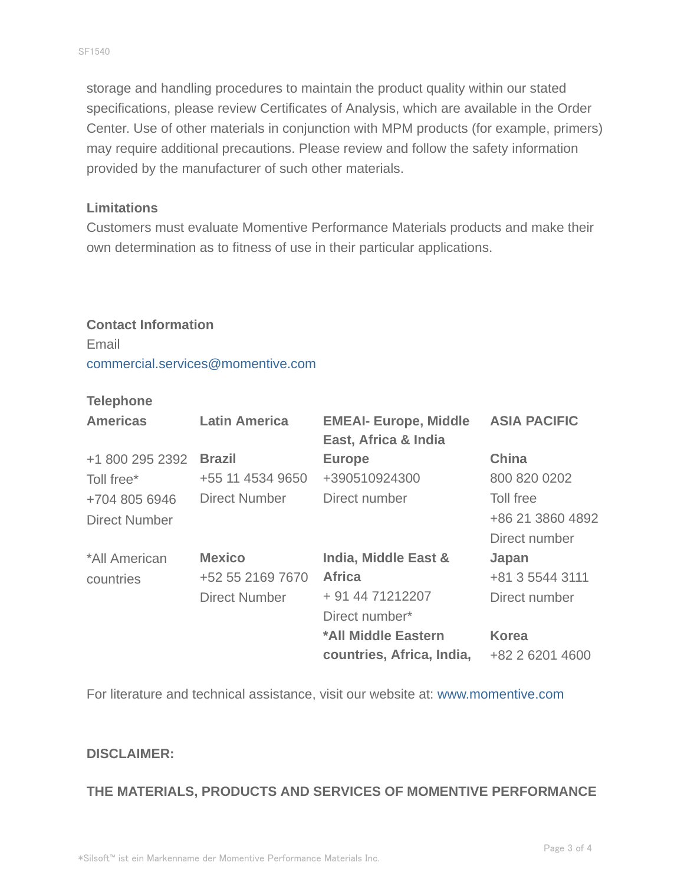storage and handling procedures to maintain the product quality within our stated specifications, please review Certificates of Analysis, which are available in the Order Center. Use of other materials in conjunction with MPM products (for example, primers) may require additional precautions. Please review and follow the safety information provided by the manufacturer of such other materials.

**Limitations**

Customers must evaluate Momentive Performance Materials products and make their own determination as to fitness of use in their particular applications.

**Contact Information**

Email

commercial.services@momentive.com

**Telephone**

| **Americas** | **Latin America** | **EMEAI- Europe, Middle East, Africa & India** | **ASIA PACIFIC** |
| --- | --- | --- | --- |
| +1 800 295 2392<br>Toll free*<br>+704 805 6946<br>Direct Number | **Brazil**<br>+55 11 4534 9650<br>Direct Number | **Europe**<br>+390510924300<br>Direct number | **China**<br>800 820 0202<br>Toll free<br>+86 21 3860 4892<br>Direct number |
| *All American countries | **Mexico**<br>+52 55 2169 7670<br>Direct Number | **India, Middle East & Africa**<br>+ 91 44 71212207<br>Direct number* | **Japan**<br>+81 3 5544 3111<br>Direct number |
| | | ***All Middle Eastern countries, Africa, India,** | **Korea**<br>+82 2 6201 4600 |

For literature and technical assistance, visit our website at: www.momentive.com

**DISCLAIMER:**

**THE MATERIALS, PRODUCTS AND SERVICES OF MOMENTIVE PERFORMANCE**

*Silsoft™ ist ein Markenname der Momentive Performance Materials Inc.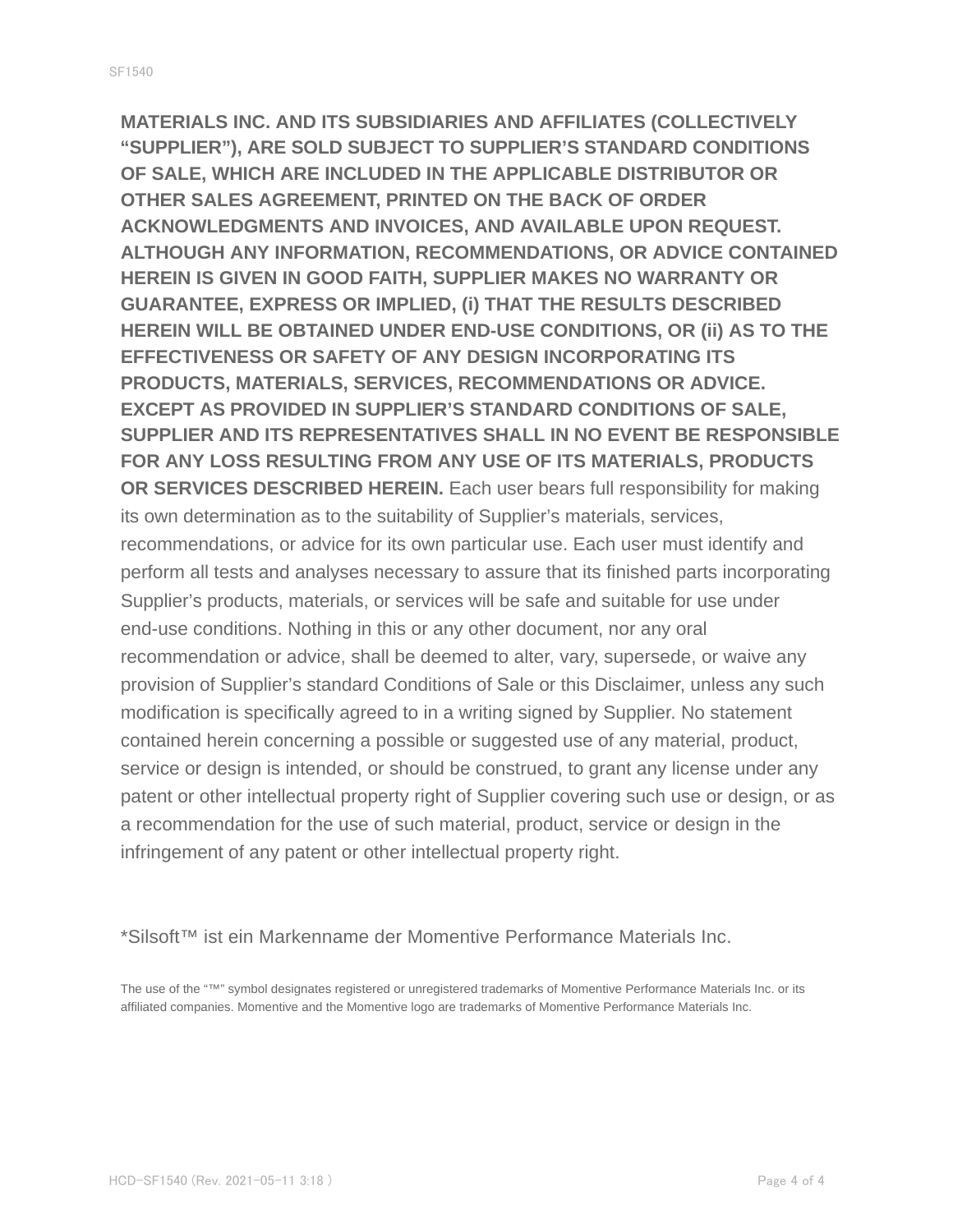**MATERIALS INC. AND ITS SUBSIDIARIES AND AFFILIATES (COLLECTIVELY "SUPPLIER"), ARE SOLD SUBJECT TO SUPPLIER'S STANDARD CONDITIONS OF SALE, WHICH ARE INCLUDED IN THE APPLICABLE DISTRIBUTOR OR OTHER SALES AGREEMENT, PRINTED ON THE BACK OF ORDER ACKNOWLEDGMENTS AND INVOICES, AND AVAILABLE UPON REQUEST. ALTHOUGH ANY INFORMATION, RECOMMENDATIONS, OR ADVICE CONTAINED HEREIN IS GIVEN IN GOOD FAITH, SUPPLIER MAKES NO WARRANTY OR GUARANTEE, EXPRESS OR IMPLIED, (i) THAT THE RESULTS DESCRIBED HEREIN WILL BE OBTAINED UNDER END-USE CONDITIONS, OR (ii) AS TO THE EFFECTIVENESS OR SAFETY OF ANY DESIGN INCORPORATING ITS PRODUCTS, MATERIALS, SERVICES, RECOMMENDATIONS OR ADVICE. EXCEPT AS PROVIDED IN SUPPLIER'S STANDARD CONDITIONS OF SALE, SUPPLIER AND ITS REPRESENTATIVES SHALL IN NO EVENT BE RESPONSIBLE FOR ANY LOSS RESULTING FROM ANY USE OF ITS MATERIALS, PRODUCTS OR SERVICES DESCRIBED HEREIN.** Each user bears full responsibility for making its own determination as to the suitability of Supplier's materials, services, recommendations, or advice for its own particular use. Each user must identify and perform all tests and analyses necessary to assure that its finished parts incorporating Supplier's products, materials, or services will be safe and suitable for use under end-use conditions. Nothing in this or any other document, nor any oral recommendation or advice, shall be deemed to alter, vary, supersede, or waive any provision of Supplier's standard Conditions of Sale or this Disclaimer, unless any such modification is specifically agreed to in a writing signed by Supplier. No statement contained herein concerning a possible or suggested use of any material, product, service or design is intended, or should be construed, to grant any license under any patent or other intellectual property right of Supplier covering such use or design, or as a recommendation for the use of such material, product, service or design in the infringement of any patent or other intellectual property right.

*Silsoft™ ist ein Markenname der Momentive Performance Materials Inc.

The use of the "™" symbol designates registered or unregistered trademarks of Momentive Performance Materials Inc. or its affiliated companies. Momentive and the Momentive logo are trademarks of Momentive Performance Materials Inc.